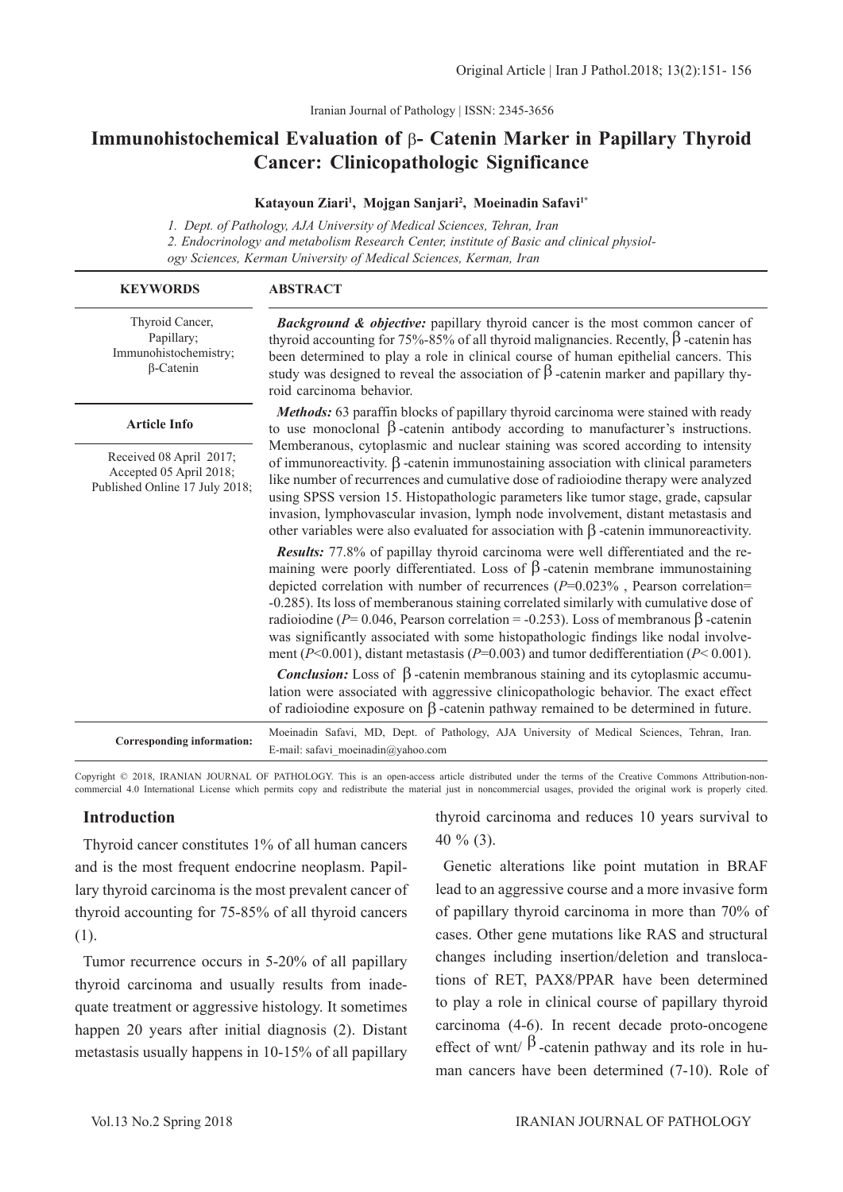Iranian Journal of Pathology | ISSN: 2345-3656

# Immunohistochemical Evaluation of β- Catenin Marker in Papillary Thyroid Cancer: Clinicopathologic Significance

**Katayoun Ziari[1], Mojgan Sanjari[2], Moeinadin Safavi[1*]**

*1. Dept. of Pathology, AJA University of Medical Sciences, Tehran, Iran*

*2. Endocrinology and metabolism Research Center, institute of Basic and clinical physiology Sciences, Kerman University of Medical Sciences, Kerman, Iran*

**KEYWORDS**

Thyroid Cancer, Papillary; Immunohistochemistry; β-Catenin

**Article Info**

Received 08 April 2017; Accepted 05 April 2018; Published Online 17 July 2018;

**ABSTRACT**

***Background & objective:*** papillary thyroid cancer is the most common cancer of thyroid accounting for 75%-85% of all thyroid malignancies. Recently, β-catenin has been determined to play a role in clinical course of human epithelial cancers. This study was designed to reveal the association of β-catenin marker and papillary thyroid carcinoma behavior.

***Methods:*** 63 paraffin blocks of papillary thyroid carcinoma were stained with ready to use monoclonal β-catenin antibody according to manufacturer's instructions. Memberanous, cytoplasmic and nuclear staining was scored according to intensity of immunoreactivity. β-catenin immunostaining association with clinical parameters like number of recurrences and cumulative dose of radioiodine therapy were analyzed using SPSS version 15. Histopathologic parameters like tumor stage, grade, capsular invasion, lymphovascular invasion, lymph node involvement, distant metastasis and other variables were also evaluated for association with β-catenin immunoreactivity.

***Results:*** 77.8% of papillay thyroid carcinoma were well differentiated and the remaining were poorly differentiated. Loss of β-catenin membrane immunostaining depicted correlation with number of recurrences ($P$=0.023% , Pearson correlation= -0.285). Its loss of memberanous staining correlated similarly with cumulative dose of radioiodine ($P$= 0.046, Pearson correlation = -0.253). Loss of membranous β-catenin was significantly associated with some histopathologic findings like nodal involvement ($P$<0.001), distant metastasis ($P$=0.003) and tumor dedifferentiation ($P$< 0.001).

***Conclusion:*** Loss of β-catenin membranous staining and its cytoplasmic accumulation were associated with aggressive clinicopathologic behavior. The exact effect of radioiodine exposure on β-catenin pathway remained to be determined in future.

**Corresponding information:** Moeinadin Safavi, MD, Dept. of Pathology, AJA University of Medical Sciences, Tehran, Iran. E-mail: safavi_moeinadin@yahoo.com

Copyright © 2018, IRANIAN JOURNAL OF PATHOLOGY. This is an open-access article distributed under the terms of the Creative Commons Attribution-noncommercial 4.0 International License which permits copy and redistribute the material just in noncommercial usages, provided the original work is properly cited.

## Introduction

Thyroid cancer constitutes 1% of all human cancers and is the most frequent endocrine neoplasm. Papillary thyroid carcinoma is the most prevalent cancer of thyroid accounting for 75-85% of all thyroid cancers (1).

Tumor recurrence occurs in 5-20% of all papillary thyroid carcinoma and usually results from inadequate treatment or aggressive histology. It sometimes happen 20 years after initial diagnosis (2). Distant metastasis usually happens in 10-15% of all papillary thyroid carcinoma and reduces 10 years survival to 40 % (3).

Genetic alterations like point mutation in BRAF lead to an aggressive course and a more invasive form of papillary thyroid carcinoma in more than 70% of cases. Other gene mutations like RAS and structural changes including insertion/deletion and translocations of RET, PAX8/PPAR have been determined to play a role in clinical course of papillary thyroid carcinoma (4-6). In recent decade proto-oncogene effect of wnt/ β-catenin pathway and its role in human cancers have been determined (7-10). Role of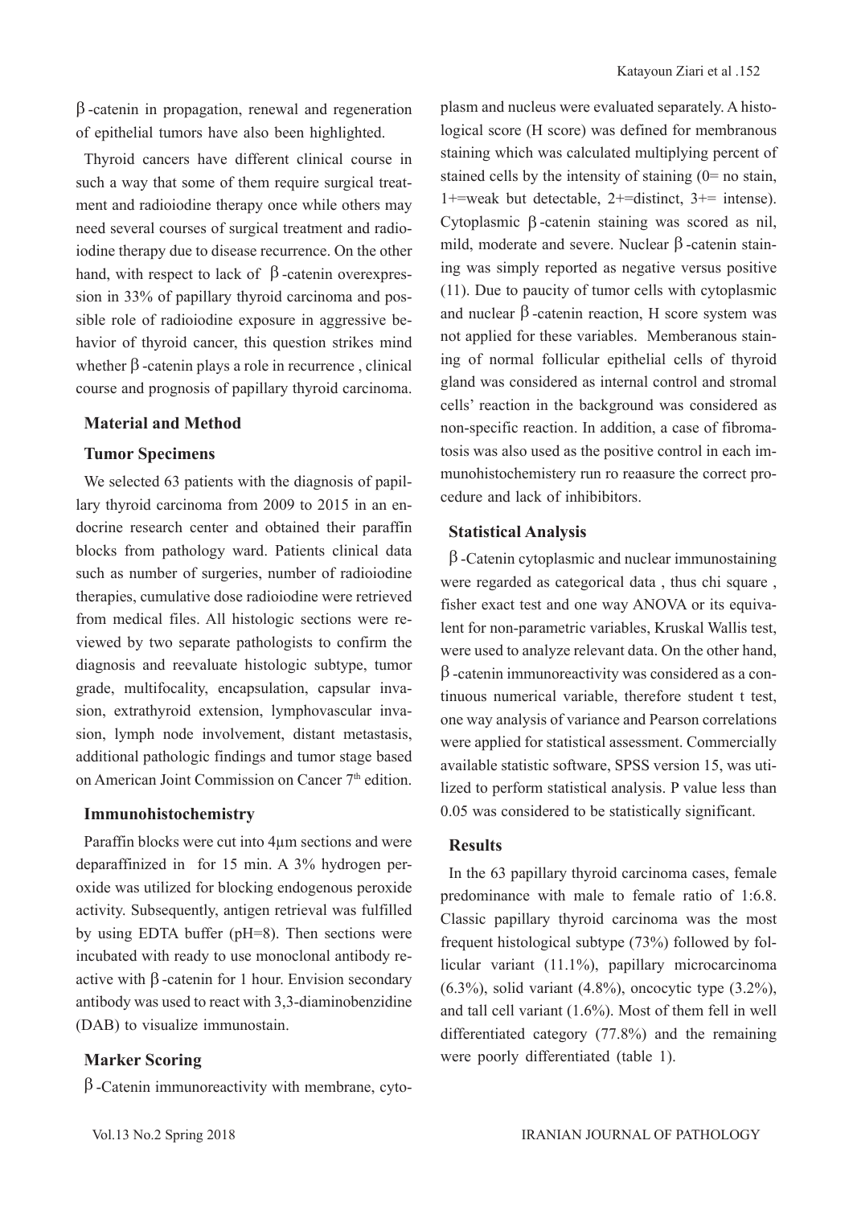β-catenin in propagation, renewal and regeneration of epithelial tumors have also been highlighted.

Thyroid cancers have different clinical course in such a way that some of them require surgical treatment and radioiodine therapy once while others may need several courses of surgical treatment and radioiodine therapy due to disease recurrence. On the other hand, with respect to lack of β-catenin overexpression in 33% of papillary thyroid carcinoma and possible role of radioiodine exposure in aggressive behavior of thyroid cancer, this question strikes mind whether β-catenin plays a role in recurrence , clinical course and prognosis of papillary thyroid carcinoma.

## Material and Method

### Tumor Specimens

We selected 63 patients with the diagnosis of papillary thyroid carcinoma from 2009 to 2015 in an endocrine research center and obtained their paraffin blocks from pathology ward. Patients clinical data such as number of surgeries, number of radioiodine therapies, cumulative dose radioiodine were retrieved from medical files. All histologic sections were reviewed by two separate pathologists to confirm the diagnosis and reevaluate histologic subtype, tumor grade, multifocality, encapsulation, capsular invasion, extrathyroid extension, lymphovascular invasion, lymph node involvement, distant metastasis, additional pathologic findings and tumor stage based on American Joint Commission on Cancer 7th edition.

### Immunohistochemistry

Paraffin blocks were cut into 4μm sections and were deparaffinized in for 15 min. A 3% hydrogen peroxide was utilized for blocking endogenous peroxide activity. Subsequently, antigen retrieval was fulfilled by using EDTA buffer (pH=8). Then sections were incubated with ready to use monoclonal antibody reactive with β-catenin for 1 hour. Envision secondary antibody was used to react with 3,3-diaminobenzidine (DAB) to visualize immunostain.

### Marker Scoring

β-Catenin immunoreactivity with membrane, cytoplasm and nucleus were evaluated separately. A histological score (H score) was defined for membranous staining which was calculated multiplying percent of stained cells by the intensity of staining (0= no stain, 1+=weak but detectable, 2+=distinct, 3+= intense). Cytoplasmic β-catenin staining was scored as nil, mild, moderate and severe. Nuclear β-catenin staining was simply reported as negative versus positive (11). Due to paucity of tumor cells with cytoplasmic and nuclear β-catenin reaction, H score system was not applied for these variables. Memberanous staining of normal follicular epithelial cells of thyroid gland was considered as internal control and stromal cells' reaction in the background was considered as non-specific reaction. In addition, a case of fibromatosis was also used as the positive control in each immunohistochemistery run ro reaasure the correct procedure and lack of inhibibitors.

### Statistical Analysis

β-Catenin cytoplasmic and nuclear immunostaining were regarded as categorical data , thus chi square , fisher exact test and one way ANOVA or its equivalent for non-parametric variables, Kruskal Wallis test, were used to analyze relevant data. On the other hand, β-catenin immunoreactivity was considered as a continuous numerical variable, therefore student t test, one way analysis of variance and Pearson correlations were applied for statistical assessment. Commercially available statistic software, SPSS version 15, was utilized to perform statistical analysis. P value less than 0.05 was considered to be statistically significant.

## Results

In the 63 papillary thyroid carcinoma cases, female predominance with male to female ratio of 1:6.8. Classic papillary thyroid carcinoma was the most frequent histological subtype (73%) followed by follicular variant (11.1%), papillary microcarcinoma (6.3%), solid variant (4.8%), oncocytic type (3.2%), and tall cell variant (1.6%). Most of them fell in well differentiated category (77.8%) and the remaining were poorly differentiated (table 1).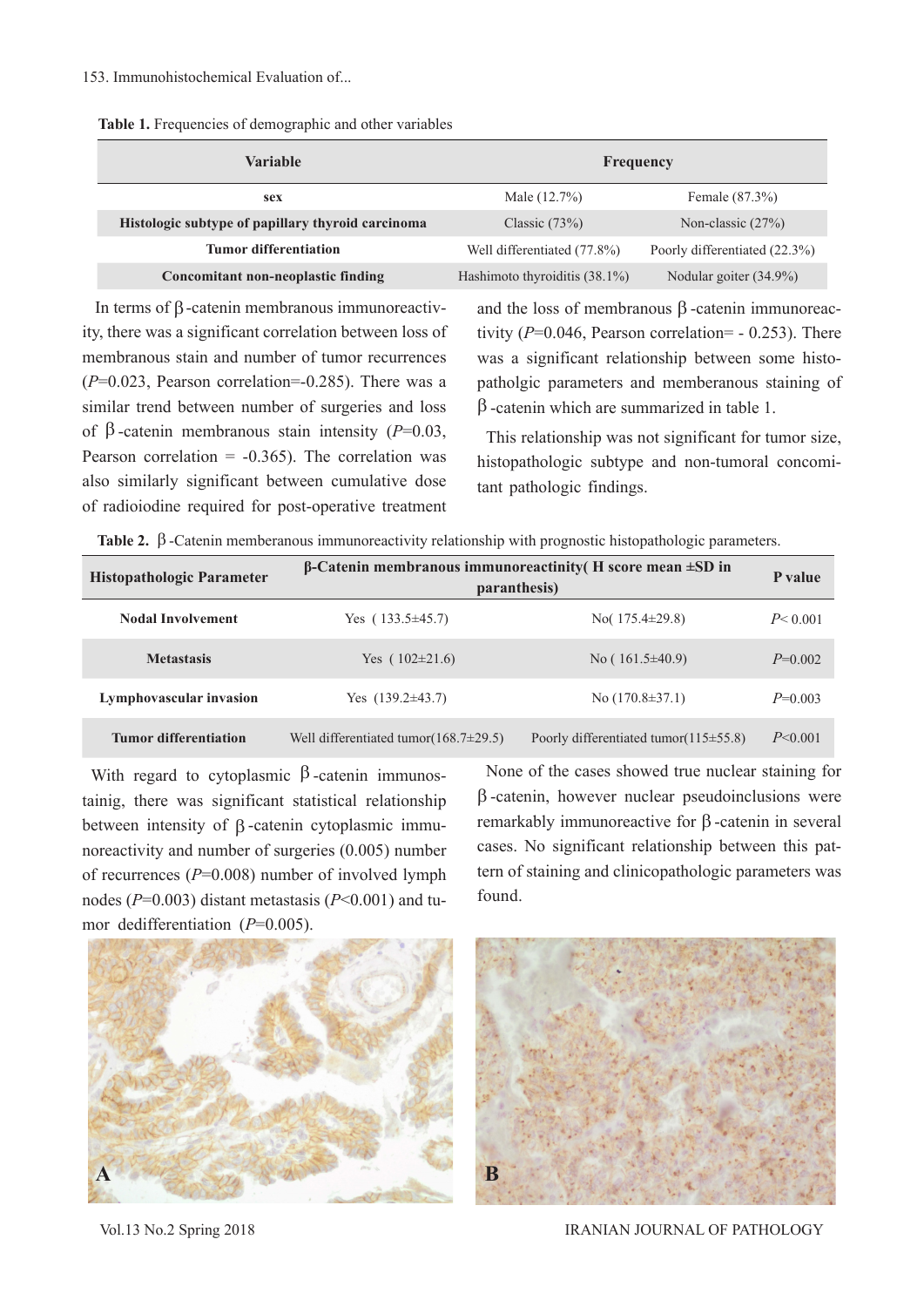**Table 1.** Frequencies of demographic and other variables

| Variable | Frequency | |
|---|---|---|
| sex | Male (12.7%) | Female (87.3%) |
| Histologic subtype of papillary thyroid carcinoma | Classic (73%) | Non-classic (27%) |
| Tumor differentiation | Well differentiated (77.8%) | Poorly differentiated (22.3%) |
| Concomitant non-neoplastic finding | Hashimoto thyroiditis (38.1%) | Nodular goiter (34.9%) |

In terms of β-catenin membranous immunoreactivity, there was a significant correlation between loss of membranous stain and number of tumor recurrences (*P*=0.023, Pearson correlation=-0.285). There was a similar trend between number of surgeries and loss of β-catenin membranous stain intensity (*P*=0.03, Pearson correlation = -0.365). The correlation was also similarly significant between cumulative dose of radioiodine required for post-operative treatment and the loss of membranous β-catenin immunoreactivity (*P*=0.046, Pearson correlation= - 0.253). There was a significant relationship between some histopatholgic parameters and memberanous staining of β-catenin which are summarized in table 1.

This relationship was not significant for tumor size, histopathologic subtype and non-tumoral concomitant pathologic findings.

**Table 2.** β-Catenin memberanous immunoreactivity relationship with prognostic histopathologic parameters.

| Histopathologic Parameter | β-Catenin membranous immunoreactinity( H score mean ±SD in paranthesis) | | P value |
|---|---|---|---|
| Nodal Involvement | Yes ( 133.5±45.7) | No( 175.4±29.8) | *P*< 0.001 |
| Metastasis | Yes ( 102±21.6) | No ( 161.5±40.9) | *P*=0.002 |
| Lymphovascular invasion | Yes (139.2±43.7) | No (170.8±37.1) | *P*=0.003 |
| Tumor differentiation | Well differentiated tumor(168.7±29.5) | Poorly differentiated tumor(115±55.8) | *P*<0.001 |

With regard to cytoplasmic β-catenin immunostainig, there was significant statistical relationship between intensity of β-catenin cytoplasmic immunoreactivity and number of surgeries (0.005) number of recurrences (*P*=0.008) number of involved lymph nodes (*P*=0.003) distant metastasis (*P*<0.001) and tumor dedifferentiation (*P*=0.005).

None of the cases showed true nuclear staining for β-catenin, however nuclear pseudoinclusions were remarkably immunoreactive for β-catenin in several cases. No significant relationship between this pattern of staining and clinicopathologic parameters was found.

A

B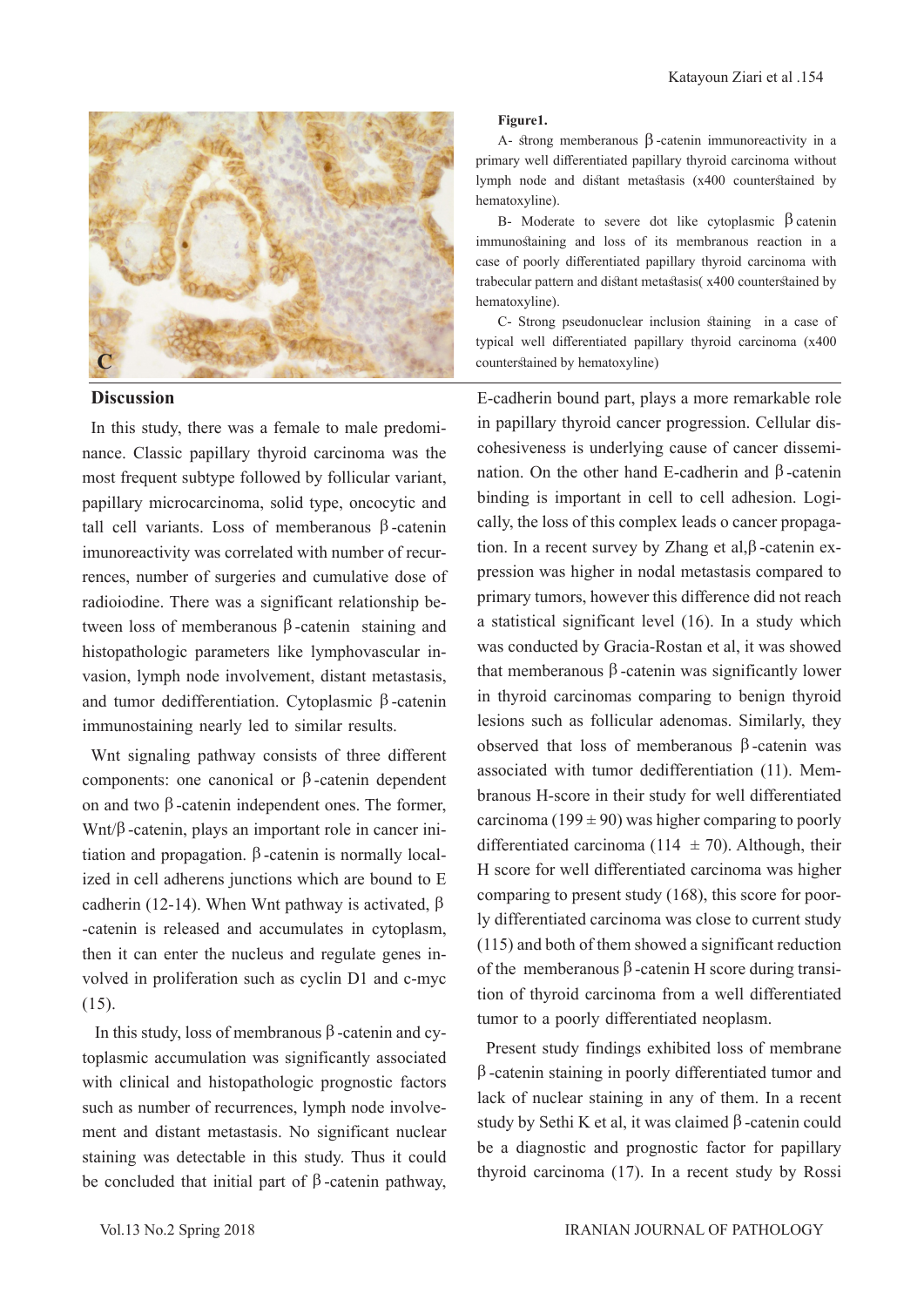**Figure1.**

A- strong memberanous β-catenin immunoreactivity in a primary well differentiated papillary thyroid carcinoma without lymph node and distant metastasis (x400 counterstained by hematoxyline).

B- Moderate to severe dot like cytoplasmic β catenin immunostaining and loss of its membranous reaction in a case of poorly differentiated papillary thyroid carcinoma with trabecular pattern and distant metastasis( x400 counterstained by hematoxyline).

C- Strong pseudonuclear inclusion staining in a case of typical well differentiated papillary thyroid carcinoma (x400 counterstained by hematoxyline)

## Discussion

In this study, there was a female to male predominance. Classic papillary thyroid carcinoma was the most frequent subtype followed by follicular variant, papillary microcarcinoma, solid type, oncocytic and tall cell variants. Loss of memberanous β-catenin imunoreactivity was correlated with number of recurrences, number of surgeries and cumulative dose of radioiodine. There was a significant relationship between loss of memberanous β-catenin staining and histopathologic parameters like lymphovascular invasion, lymph node involvement, distant metastasis, and tumor dedifferentiation. Cytoplasmic β-catenin immunostaining nearly led to similar results.

Wnt signaling pathway consists of three different components: one canonical or β-catenin dependent on and two β-catenin independent ones. The former, Wnt/β-catenin, plays an important role in cancer initiation and propagation. β-catenin is normally localized in cell adherens junctions which are bound to E cadherin (12-14). When Wnt pathway is activated, β-catenin is released and accumulates in cytoplasm, then it can enter the nucleus and regulate genes involved in proliferation such as cyclin D1 and c-myc (15).

In this study, loss of membranous β-catenin and cytoplasmic accumulation was significantly associated with clinical and histopathologic prognostic factors such as number of recurrences, lymph node involvement and distant metastasis. No significant nuclear staining was detectable in this study. Thus it could be concluded that initial part of β-catenin pathway, E-cadherin bound part, plays a more remarkable role in papillary thyroid cancer progression. Cellular discohesiveness is underlying cause of cancer dissemination. On the other hand E-cadherin and β-catenin binding is important in cell to cell adhesion. Logically, the loss of this complex leads o cancer propagation. In a recent survey by Zhang et al,β-catenin expression was higher in nodal metastasis compared to primary tumors, however this difference did not reach a statistical significant level (16). In a study which was conducted by Gracia-Rostan et al, it was showed that memberanous β-catenin was significantly lower in thyroid carcinomas comparing to benign thyroid lesions such as follicular adenomas. Similarly, they observed that loss of memberanous β-catenin was associated with tumor dedifferentiation (11). Membranous H-score in their study for well differentiated carcinoma ($199 \pm 90$) was higher comparing to poorly differentiated carcinoma ($114 \pm 70$). Although, their H score for well differentiated carcinoma was higher comparing to present study (168), this score for poorly differentiated carcinoma was close to current study (115) and both of them showed a significant reduction of the memberanous β-catenin H score during transition of thyroid carcinoma from a well differentiated tumor to a poorly differentiated neoplasm.

Present study findings exhibited loss of membrane β-catenin staining in poorly differentiated tumor and lack of nuclear staining in any of them. In a recent study by Sethi K et al, it was claimed β-catenin could be a diagnostic and prognostic factor for papillary thyroid carcinoma (17). In a recent study by Rossi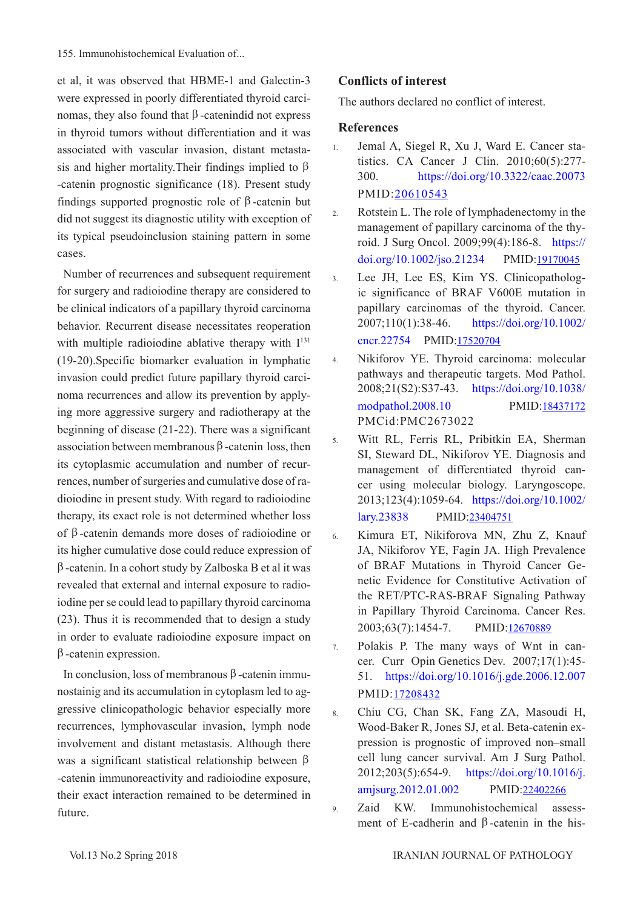et al, it was observed that HBME-1 and Galectin-3 were expressed in poorly differentiated thyroid carcinomas, they also found that β-catenindid not express in thyroid tumors without differentiation and it was associated with vascular invasion, distant metastasis and higher mortality.Their findings implied to β-catenin prognostic significance (18). Present study findings supported prognostic role of β-catenin but did not suggest its diagnostic utility with exception of its typical pseudoinclusion staining pattern in some cases.

Number of recurrences and subsequent requirement for surgery and radioiodine therapy are considered to be clinical indicators of a papillary thyroid carcinoma behavior. Recurrent disease necessitates reoperation with multiple radioiodine ablative therapy with $I^{131}$ (19-20).Specific biomarker evaluation in lymphatic invasion could predict future papillary thyroid carcinoma recurrences and allow its prevention by applying more aggressive surgery and radiotherapy at the beginning of disease (21-22). There was a significant association between membranous β-catenin loss, then its cytoplasmic accumulation and number of recurrences, number of surgeries and cumulative dose of radioiodine in present study. With regard to radioiodine therapy, its exact role is not determined whether loss of β-catenin demands more doses of radioiodine or its higher cumulative dose could reduce expression of β-catenin. In a cohort study by Zalboska B et al it was revealed that external and internal exposure to radioiodine per se could lead to papillary thyroid carcinoma (23). Thus it is recommended that to design a study in order to evaluate radioiodine exposure impact on β-catenin expression.

In conclusion, loss of membranous β-catenin immunostainig and its accumulation in cytoplasm led to aggressive clinicopathologic behavior especially more recurrences, lymphovascular invasion, lymph node involvement and distant metastasis. Although there was a significant statistical relationship between β-catenin immunoreactivity and radioiodine exposure, their exact interaction remained to be determined in future.

## Conflicts of interest

The authors declared no conflict of interest.

## References

1. Jemal A, Siegel R, Xu J, Ward E. Cancer statistics. CA Cancer J Clin. 2010;60(5):277-300. https://doi.org/10.3322/caac.20073 PMID:20610543
2. Rotstein L. The role of lymphadenectomy in the management of papillary carcinoma of the thyroid. J Surg Oncol. 2009;99(4):186-8. https://doi.org/10.1002/jso.21234 PMID:19170045
3. Lee JH, Lee ES, Kim YS. Clinicopathologic significance of BRAF V600E mutation in papillary carcinomas of the thyroid. Cancer. 2007;110(1):38-46. https://doi.org/10.1002/cncr.22754 PMID:17520704
4. Nikiforov YE. Thyroid carcinoma: molecular pathways and therapeutic targets. Mod Pathol. 2008;21(S2):S37-43. https://doi.org/10.1038/modpathol.2008.10 PMID:18437172 PMCid:PMC2673022
5. Witt RL, Ferris RL, Pribitkin EA, Sherman SI, Steward DL, Nikiforov YE. Diagnosis and management of differentiated thyroid cancer using molecular biology. Laryngoscope. 2013;123(4):1059-64. https://doi.org/10.1002/lary.23838 PMID:23404751
6. Kimura ET, Nikiforova MN, Zhu Z, Knauf JA, Nikiforov YE, Fagin JA. High Prevalence of BRAF Mutations in Thyroid Cancer Genetic Evidence for Constitutive Activation of the RET/PTC-RAS-BRAF Signaling Pathway in Papillary Thyroid Carcinoma. Cancer Res. 2003;63(7):1454-7. PMID:12670889
7. Polakis P. The many ways of Wnt in cancer. Curr Opin Genetics Dev. 2007;17(1):45-51. https://doi.org/10.1016/j.gde.2006.12.007 PMID:17208432
8. Chiu CG, Chan SK, Fang ZA, Masoudi H, Wood-Baker R, Jones SJ, et al. Beta-catenin expression is prognostic of improved non–small cell lung cancer survival. Am J Surg Pathol. 2012;203(5):654-9. https://doi.org/10.1016/j.amjsurg.2012.01.002 PMID:22402266
9. Zaid KW. Immunohistochemical assessment of E-cadherin and β-catenin in the his-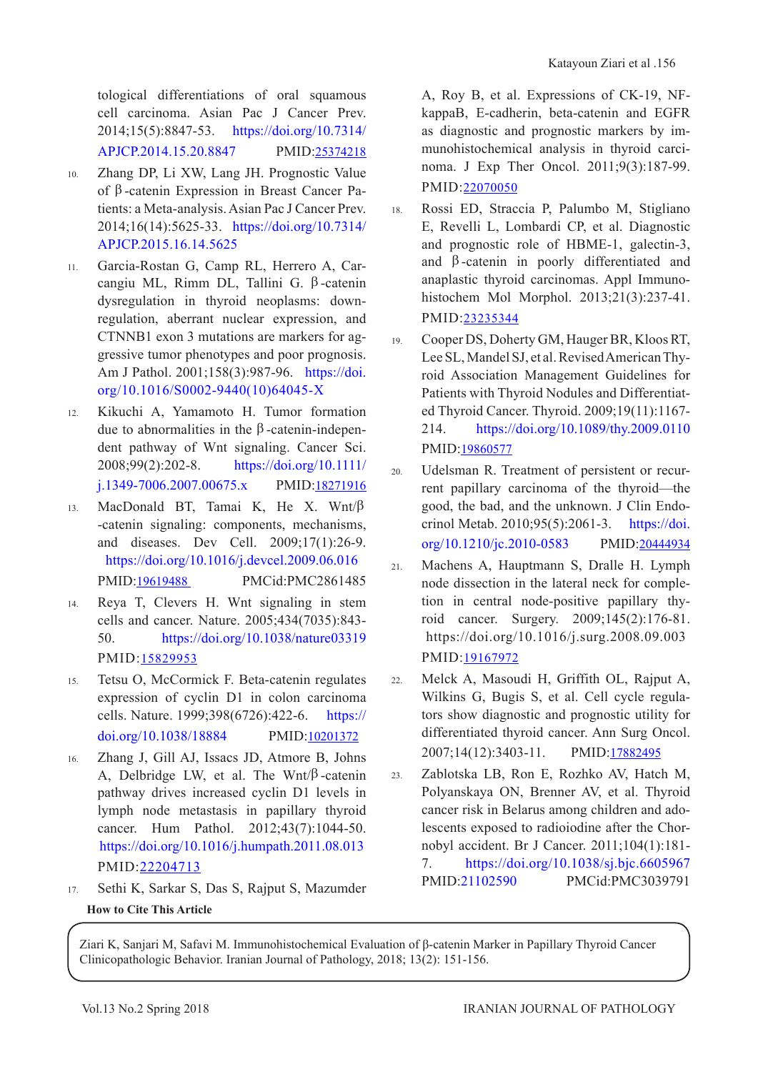tological differentiations of oral squamous cell carcinoma. Asian Pac J Cancer Prev. 2014;15(5):8847-53. https://doi.org/10.7314/APJCP.2014.15.20.8847 PMID:25374218

10. Zhang DP, Li XW, Lang JH. Prognostic Value of β-catenin Expression in Breast Cancer Patients: a Meta-analysis. Asian Pac J Cancer Prev. 2014;16(14):5625-33. https://doi.org/10.7314/APJCP.2015.16.14.5625

11. Garcia-Rostan G, Camp RL, Herrero A, Carcangiu ML, Rimm DL, Tallini G. β-catenin dysregulation in thyroid neoplasms: down-regulation, aberrant nuclear expression, and CTNNB1 exon 3 mutations are markers for aggressive tumor phenotypes and poor prognosis. Am J Pathol. 2001;158(3):987-96. https://doi.org/10.1016/S0002-9440(10)64045-X

12. Kikuchi A, Yamamoto H. Tumor formation due to abnormalities in the β-catenin-independent pathway of Wnt signaling. Cancer Sci. 2008;99(2):202-8. https://doi.org/10.1111/j.1349-7006.2007.00675.x PMID:18271916

13. MacDonald BT, Tamai K, He X. Wnt/β-catenin signaling: components, mechanisms, and diseases. Dev Cell. 2009;17(1):26-9. https://doi.org/10.1016/j.devcel.2009.06.016 PMID:19619488 PMCid:PMC2861485

14. Reya T, Clevers H. Wnt signaling in stem cells and cancer. Nature. 2005;434(7035):843-50. https://doi.org/10.1038/nature03319 PMID:15829953

15. Tetsu O, McCormick F. Beta-catenin regulates expression of cyclin D1 in colon carcinoma cells. Nature. 1999;398(6726):422-6. https://doi.org/10.1038/18884 PMID:10201372

16. Zhang J, Gill AJ, Issacs JD, Atmore B, Johns A, Delbridge LW, et al. The Wnt/β-catenin pathway drives increased cyclin D1 levels in lymph node metastasis in papillary thyroid cancer. Hum Pathol. 2012;43(7):1044-50. https://doi.org/10.1016/j.humpath.2011.08.013 PMID:22204713

17. Sethi K, Sarkar S, Das S, Rajput S, Mazumder A, Roy B, et al. Expressions of CK-19, NF-kappaB, E-cadherin, beta-catenin and EGFR as diagnostic and prognostic markers by immunohistochemical analysis in thyroid carcinoma. J Exp Ther Oncol. 2011;9(3):187-99. PMID:22070050

18. Rossi ED, Straccia P, Palumbo M, Stigliano E, Revelli L, Lombardi CP, et al. Diagnostic and prognostic role of HBME-1, galectin-3, and β-catenin in poorly differentiated and anaplastic thyroid carcinomas. Appl Immunohistochem Mol Morphol. 2013;21(3):237-41. PMID:23235344

19. Cooper DS, Doherty GM, Haugen BR, Kloos RT, Lee SL, Mandel SJ, et al. Revised American Thyroid Association Management Guidelines for Patients with Thyroid Nodules and Differentiated Thyroid Cancer. Thyroid. 2009;19(11):1167-214. https://doi.org/10.1089/thy.2009.0110 PMID:19860577

20. Udelsman R. Treatment of persistent or recurrent papillary carcinoma of the thyroid—the good, the bad, and the unknown. J Clin Endocrinol Metab. 2010;95(5):2061-3. https://doi.org/10.1210/jc.2010-0583 PMID:20444934

21. Machens A, Hauptmann S, Dralle H. Lymph node dissection in the lateral neck for completion in central node-positive papillary thyroid cancer. Surgery. 2009;145(2):176-81. https://doi.org/10.1016/j.surg.2008.09.003 PMID:19167972

22. Melck A, Masoudi H, Griffith OL, Rajput A, Wilkins G, Bugis S, et al. Cell cycle regulators show diagnostic and prognostic utility for differentiated thyroid cancer. Ann Surg Oncol. 2007;14(12):3403-11. PMID:17882495

23. Zablotska LB, Ron E, Rozhko AV, Hatch M, Polyanskaya ON, Brenner AV, et al. Thyroid cancer risk in Belarus among children and adolescents exposed to radioiodine after the Chornobyl accident. Br J Cancer. 2011;104(1):181-7. https://doi.org/10.1038/sj.bjc.6605967 PMID:21102590 PMCid:PMC3039791

**How to Cite This Article**

Ziari K, Sanjari M, Safavi M. Immunohistochemical Evaluation of β-catenin Marker in Papillary Thyroid Cancer Clinicopathologic Behavior. Iranian Journal of Pathology, 2018; 13(2): 151-156.